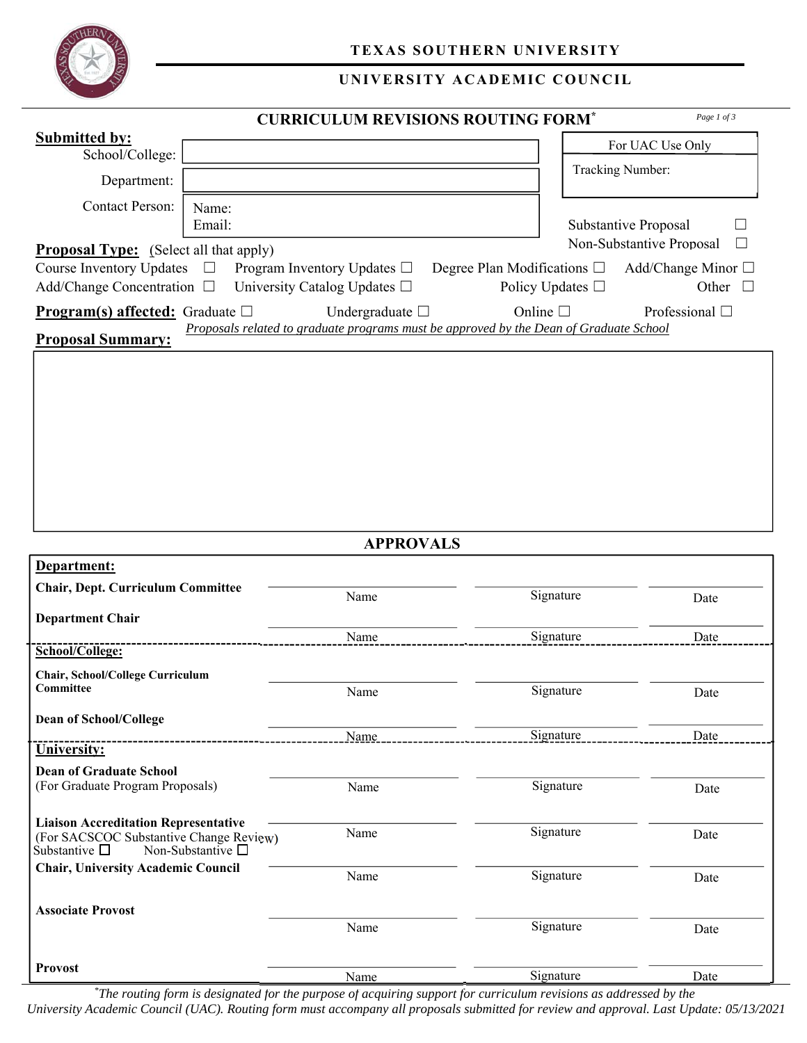**TEXAS SOUTHERN UNIVERSITY**

**UNIVERSITY ACADEMIC COUNCIL**

# CURRICULUM REVISIONS ROUTING FORM*

**Submitted by:**

School/College:

Department:

Contact Person: Name:
Email:

| For UAC Use Only |
|---|
| Tracking Number: |

Substantive Proposal ☐
Non-Substantive Proposal ☐

**Proposal Type:** (Select all that apply)

Course Inventory Updates ☐ Program Inventory Updates ☐ Degree Plan Modifications ☐ Add/Change Minor ☐
Add/Change Concentration ☐ University Catalog Updates ☐ Policy Updates ☐ Other ☐

**Program(s) affected:** Graduate ☐ Undergraduate ☐ Online ☐ Professional ☐

*Proposals related to graduate programs must be approved by the Dean of Graduate School*

**Proposal Summary:**

## APPROVALS

| | | | |
|---|---|---|---|
| **Department:** | | | |
| **Chair, Dept. Curriculum Committee** | Name | Signature | Date |
| **Department Chair** | Name | Signature | Date |
| **School/College:** | | | |
| **Chair, School/College Curriculum Committee** | Name | Signature | Date |
| **Dean of School/College** | Name | Signature | Date |
| **University:** | | | |
| **Dean of Graduate School** (For Graduate Program Proposals) | Name | Signature | Date |
| **Liaison Accreditation Representative** (For SACSCOC Substantive Change Review) Substantive ☐ Non-Substantive ☐ | Name | Signature | Date |
| **Chair, University Academic Council** | Name | Signature | Date |
| **Associate Provost** | Name | Signature | Date |
| **Provost** | Name | Signature | Date |

*The routing form is designated for the purpose of acquiring support for curriculum revisions as addressed by the University Academic Council (UAC). Routing form must accompany all proposals submitted for review and approval. Last Update: 05/13/2021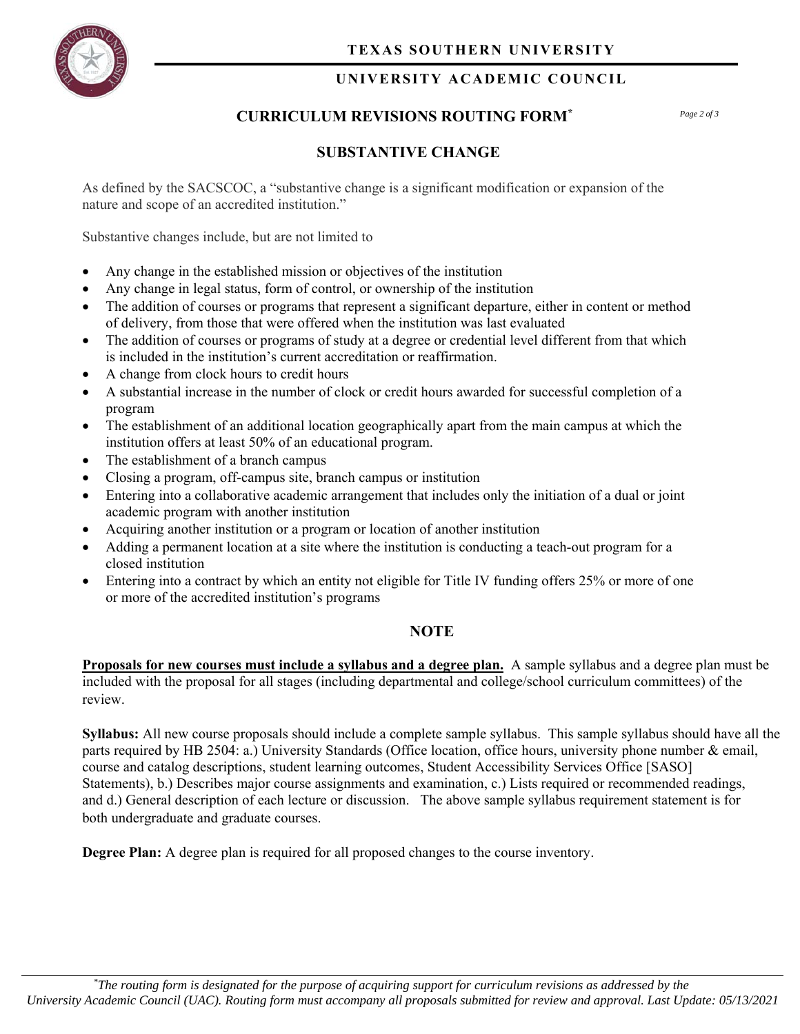# CURRICULUM REVISIONS ROUTING FORM[*]

## SUBSTANTIVE CHANGE

As defined by the SACSCOC, a "substantive change is a significant modification or expansion of the nature and scope of an accredited institution."

Substantive changes include, but are not limited to

- Any change in the established mission or objectives of the institution
- Any change in legal status, form of control, or ownership of the institution
- The addition of courses or programs that represent a significant departure, either in content or method of delivery, from those that were offered when the institution was last evaluated
- The addition of courses or programs of study at a degree or credential level different from that which is included in the institution's current accreditation or reaffirmation.
- A change from clock hours to credit hours
- A substantial increase in the number of clock or credit hours awarded for successful completion of a program
- The establishment of an additional location geographically apart from the main campus at which the institution offers at least 50% of an educational program.
- The establishment of a branch campus
- Closing a program, off-campus site, branch campus or institution
- Entering into a collaborative academic arrangement that includes only the initiation of a dual or joint academic program with another institution
- Acquiring another institution or a program or location of another institution
- Adding a permanent location at a site where the institution is conducting a teach-out program for a closed institution
- Entering into a contract by which an entity not eligible for Title IV funding offers 25% or more of one or more of the accredited institution's programs

### NOTE

**Proposals for new courses must include a syllabus and a degree plan.** A sample syllabus and a degree plan must be included with the proposal for all stages (including departmental and college/school curriculum committees) of the review.

**Syllabus:** All new course proposals should include a complete sample syllabus. This sample syllabus should have all the parts required by HB 2504: a.) University Standards (Office location, office hours, university phone number & email, course and catalog descriptions, student learning outcomes, Student Accessibility Services Office [SASO] Statements), b.) Describes major course assignments and examination, c.) Lists required or recommended readings, and d.) General description of each lecture or discussion. The above sample syllabus requirement statement is for both undergraduate and graduate courses.

**Degree Plan:** A degree plan is required for all proposed changes to the course inventory.

*[*]The routing form is designated for the purpose of acquiring support for curriculum revisions as addressed by the University Academic Council (UAC). Routing form must accompany all proposals submitted for review and approval. Last Update: 05/13/2021*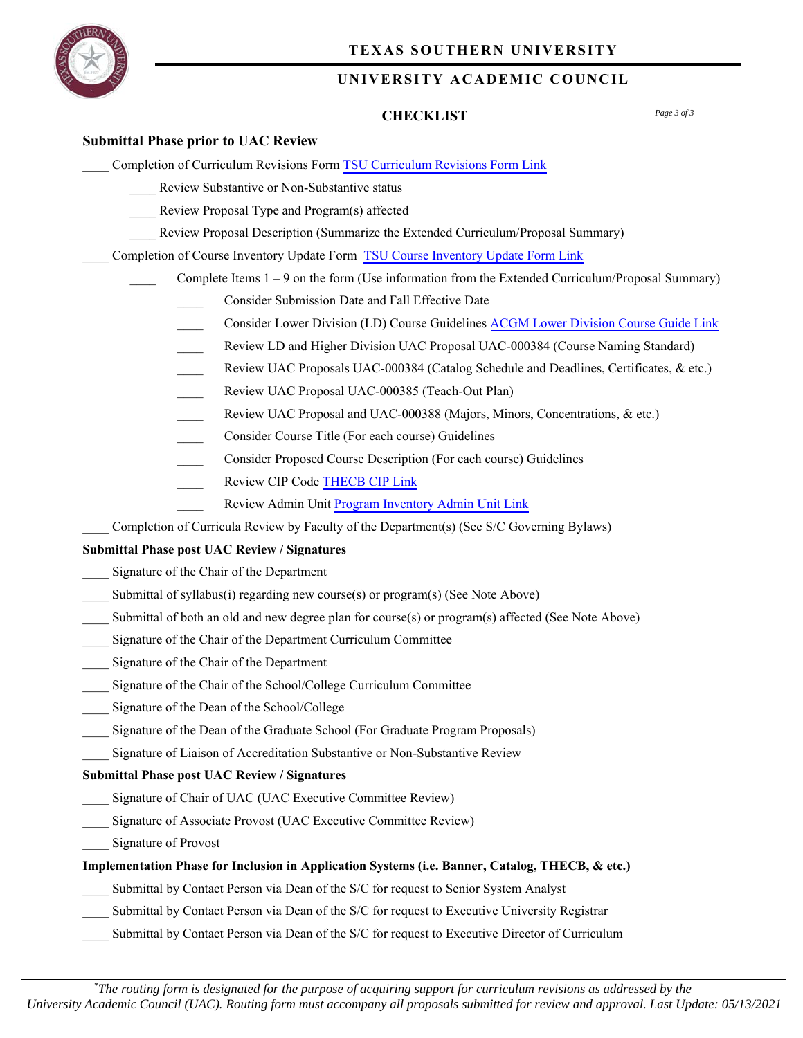# TEXAS SOUTHERN UNIVERSITY

## UNIVERSITY ACADEMIC COUNCIL

### CHECKLIST

**Submittal Phase prior to UAC Review**

____ Completion of Curriculum Revisions Form TSU Curriculum Revisions Form Link

- ____ Review Substantive or Non-Substantive status
- ____ Review Proposal Type and Program(s) affected
- ____ Review Proposal Description (Summarize the Extended Curriculum/Proposal Summary)

____ Completion of Course Inventory Update Form TSU Course Inventory Update Form Link

- ____ Complete Items 1 – 9 on the form (Use information from the Extended Curriculum/Proposal Summary)
  - ____ Consider Submission Date and Fall Effective Date
  - ____ Consider Lower Division (LD) Course Guidelines ACGM Lower Division Course Guide Link
  - ____ Review LD and Higher Division UAC Proposal UAC-000384 (Course Naming Standard)
  - ____ Review UAC Proposals UAC-000384 (Catalog Schedule and Deadlines, Certificates, & etc.)
  - ____ Review UAC Proposal UAC-000385 (Teach-Out Plan)
  - ____ Review UAC Proposal and UAC-000388 (Majors, Minors, Concentrations, & etc.)
  - ____ Consider Course Title (For each course) Guidelines
  - ____ Consider Proposed Course Description (For each course) Guidelines
  - ____ Review CIP Code THECB CIP Link
  - ____ Review Admin Unit Program Inventory Admin Unit Link

____ Completion of Curricula Review by Faculty of the Department(s) (See S/C Governing Bylaws)

**Submittal Phase post UAC Review / Signatures**

____ Signature of the Chair of the Department

____ Submittal of syllabus(i) regarding new course(s) or program(s) (See Note Above)

____ Submittal of both an old and new degree plan for course(s) or program(s) affected (See Note Above)

____ Signature of the Chair of the Department Curriculum Committee

____ Signature of the Chair of the Department

____ Signature of the Chair of the School/College Curriculum Committee

____ Signature of the Dean of the School/College

____ Signature of the Dean of the Graduate School (For Graduate Program Proposals)

____ Signature of Liaison of Accreditation Substantive or Non-Substantive Review

**Submittal Phase post UAC Review / Signatures**

____ Signature of Chair of UAC (UAC Executive Committee Review)

____ Signature of Associate Provost (UAC Executive Committee Review)

____ Signature of Provost

**Implementation Phase for Inclusion in Application Systems (i.e. Banner, Catalog, THECB, & etc.)**

____ Submittal by Contact Person via Dean of the S/C for request to Senior System Analyst

____ Submittal by Contact Person via Dean of the S/C for request to Executive University Registrar

____ Submittal by Contact Person via Dean of the S/C for request to Executive Director of Curriculum

---

*[*]The routing form is designated for the purpose of acquiring support for curriculum revisions as addressed by the University Academic Council (UAC). Routing form must accompany all proposals submitted for review and approval. Last Update: 05/13/2021*